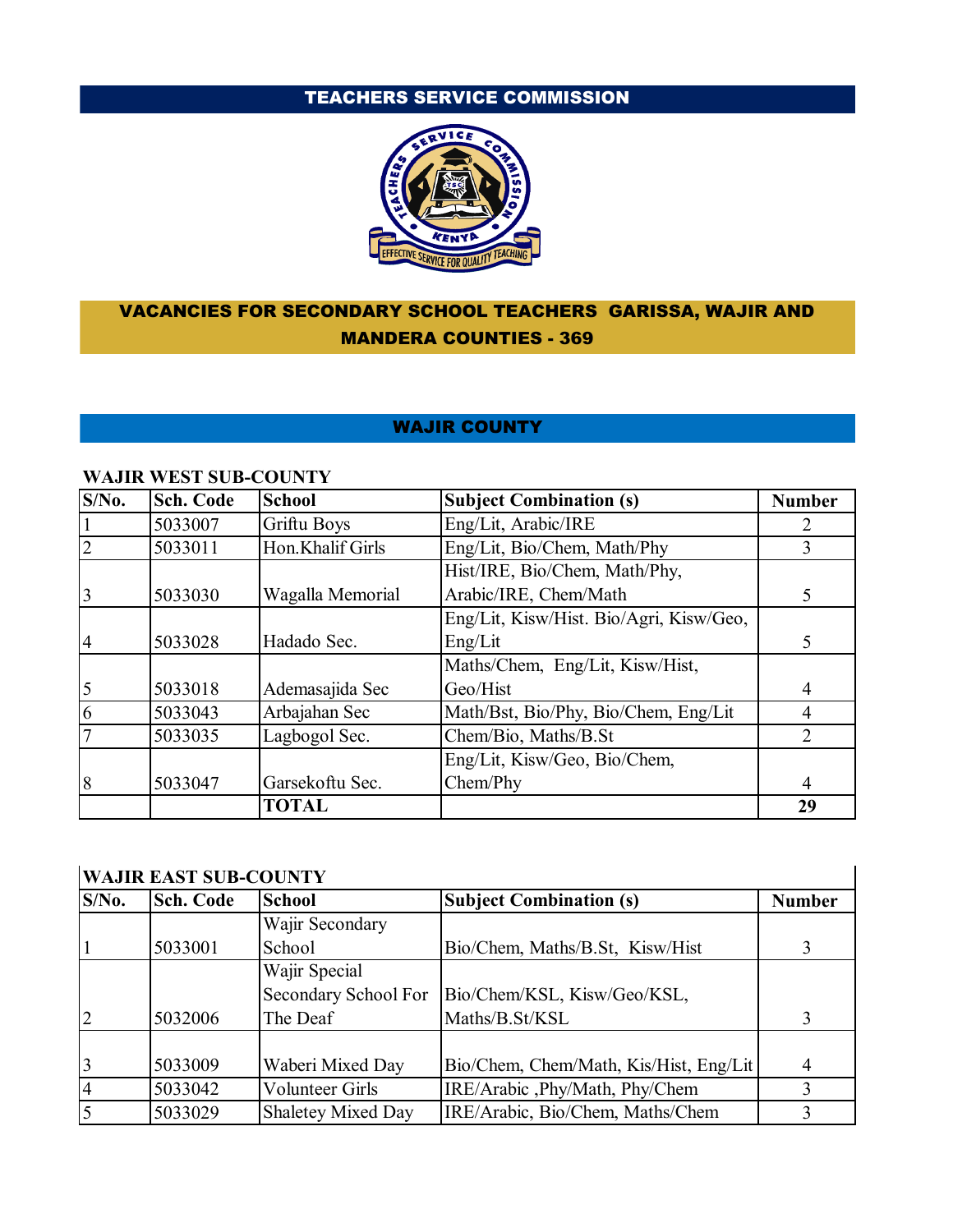# TEACHERS SERVICE COMMISSION

## VACANCIES FOR SECONDARY SCHOOL TEACHERS GARISSA, WAJIR AND MANDERA COUNTIES - 369

## WAJIR COUNTY

### WAJIR WEST SUB-COUNTY

| S/No. | Sch. Code | School | Subject Combination (s) | Number |
|---|---|---|---|---|
| 1 | 5033007 | Griftu Boys | Eng/Lit, Arabic/IRE | 2 |
| 2 | 5033011 | Hon.Khalif Girls | Eng/Lit, Bio/Chem, Math/Phy | 3 |
| 3 | 5033030 | Wagalla Memorial | Hist/IRE, Bio/Chem, Math/Phy, Arabic/IRE, Chem/Math | 5 |
| 4 | 5033028 | Hadado Sec. | Eng/Lit, Kisw/Hist. Bio/Agri, Kisw/Geo, Eng/Lit | 5 |
| 5 | 5033018 | Ademasajida Sec | Maths/Chem, Eng/Lit, Kisw/Hist, Geo/Hist | 4 |
| 6 | 5033043 | Arbajahan Sec | Math/Bst, Bio/Phy, Bio/Chem, Eng/Lit | 4 |
| 7 | 5033035 | Lagbogol Sec. | Chem/Bio, Maths/B.St | 2 |
| 8 | 5033047 | Garsekoftu Sec. | Eng/Lit, Kisw/Geo, Bio/Chem, Chem/Phy | 4 |
| | | **TOTAL** | | **29** |

### WAJIR EAST SUB-COUNTY

| S/No. | Sch. Code | School | Subject Combination (s) | Number |
|---|---|---|---|---|
| 1 | 5033001 | Wajir Secondary School | Bio/Chem, Maths/B.St, Kisw/Hist | 3 |
| 2 | 5032006 | Wajir Special Secondary School For The Deaf | Bio/Chem/KSL, Kisw/Geo/KSL, Maths/B.St/KSL | 3 |
| 3 | 5033009 | Waberi Mixed Day | Bio/Chem, Chem/Math, Kis/Hist, Eng/Lit | 4 |
| 4 | 5033042 | Volunteer Girls | IRE/Arabic ,Phy/Math, Phy/Chem | 3 |
| 5 | 5033029 | Shaletey Mixed Day | IRE/Arabic, Bio/Chem, Maths/Chem | 3 |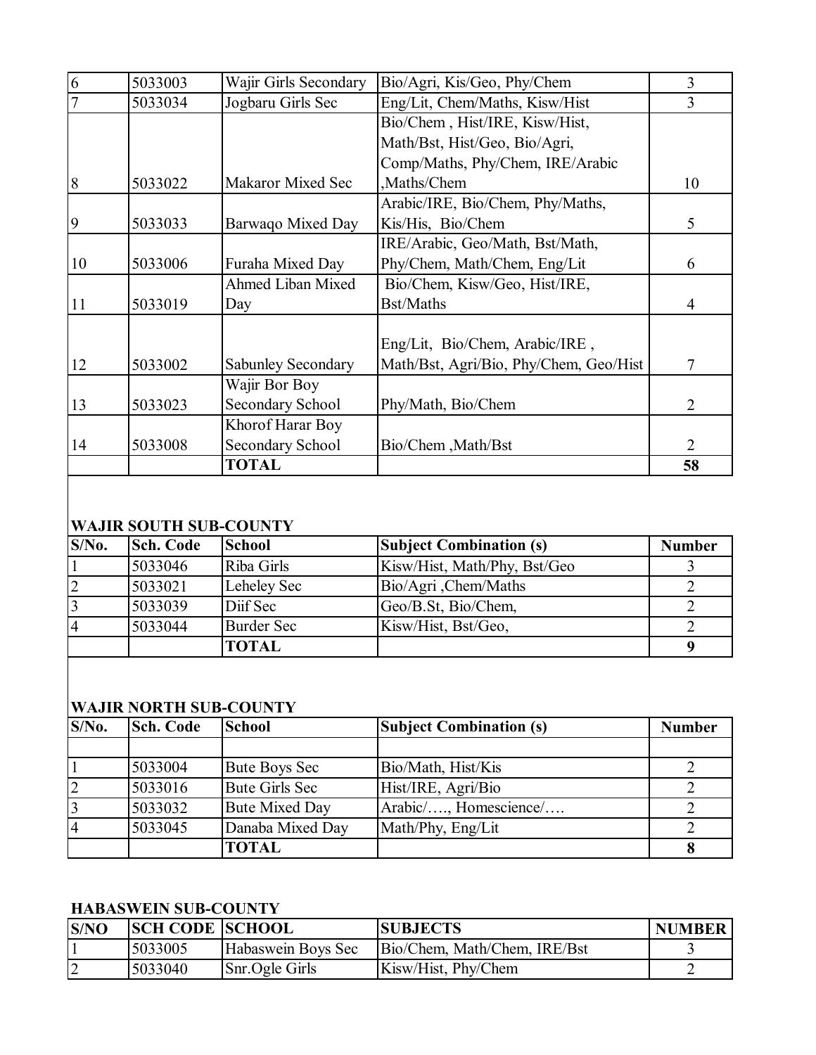| | | | | |
|---|---|---|---|---|
| 6 | 5033003 | Wajir Girls Secondary | Bio/Agri, Kis/Geo, Phy/Chem | 3 |
| 7 | 5033034 | Jogbaru Girls Sec | Eng/Lit, Chem/Maths, Kisw/Hist | 3 |
| 8 | 5033022 | Makaror Mixed Sec | Bio/Chem , Hist/IRE, Kisw/Hist, Math/Bst, Hist/Geo, Bio/Agri, Comp/Maths, Phy/Chem, IRE/Arabic ,Maths/Chem | 10 |
| 9 | 5033033 | Barwaqo Mixed Day | Arabic/IRE, Bio/Chem, Phy/Maths, Kis/His, Bio/Chem | 5 |
| 10 | 5033006 | Furaha Mixed Day | IRE/Arabic, Geo/Math, Bst/Math, Phy/Chem, Math/Chem, Eng/Lit | 6 |
| 11 | 5033019 | Ahmed Liban Mixed Day | Bio/Chem, Kisw/Geo, Hist/IRE, Bst/Maths | 4 |
| 12 | 5033002 | Sabunley Secondary | Eng/Lit, Bio/Chem, Arabic/IRE , Math/Bst, Agri/Bio, Phy/Chem, Geo/Hist | 7 |
| 13 | 5033023 | Wajir Bor Boy Secondary School | Phy/Math, Bio/Chem | 2 |
| 14 | 5033008 | Khorof Harar Boy Secondary School | Bio/Chem ,Math/Bst | 2 |
| | | **TOTAL** | | **58** |

**WAJIR SOUTH SUB-COUNTY**

| S/No. | Sch. Code | School | Subject Combination (s) | Number |
|---|---|---|---|---|
| 1 | 5033046 | Riba Girls | Kisw/Hist, Math/Phy, Bst/Geo | 3 |
| 2 | 5033021 | Leheley Sec | Bio/Agri ,Chem/Maths | 2 |
| 3 | 5033039 | Diif Sec | Geo/B.St, Bio/Chem, | 2 |
| 4 | 5033044 | Burder Sec | Kisw/Hist, Bst/Geo, | 2 |
| | | **TOTAL** | | **9** |

**WAJIR NORTH SUB-COUNTY**

| S/No. | Sch. Code | School | Subject Combination (s) | Number |
|---|---|---|---|---|
| | | | | |
| 1 | 5033004 | Bute Boys Sec | Bio/Math, Hist/Kis | 2 |
| 2 | 5033016 | Bute Girls Sec | Hist/IRE, Agri/Bio | 2 |
| 3 | 5033032 | Bute Mixed Day | Arabic/…., Homescience/…. | 2 |
| 4 | 5033045 | Danaba Mixed Day | Math/Phy, Eng/Lit | 2 |
| | | **TOTAL** | | **8** |

**HABASWEIN SUB-COUNTY**

| S/NO | SCH CODE | SCHOOL | SUBJECTS | NUMBER |
|---|---|---|---|---|
| 1 | 5033005 | Habaswein Boys Sec | Bio/Chem, Math/Chem, IRE/Bst | 3 |
| 2 | 5033040 | Snr.Ogle Girls | Kisw/Hist, Phy/Chem | 2 |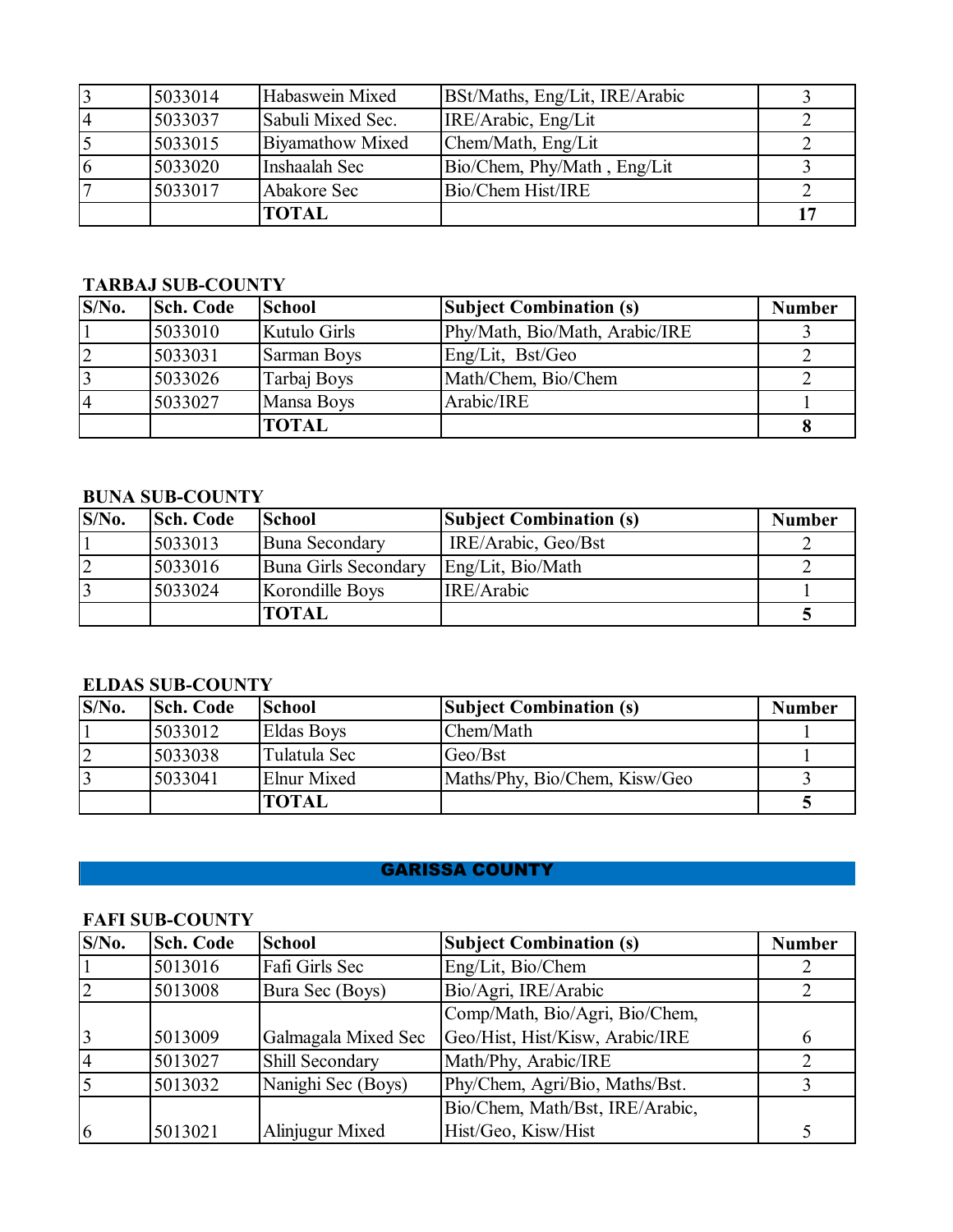| | | | | |
|---|---|---|---|---|
| 3 | 5033014 | Habaswein Mixed | BSt/Maths, Eng/Lit, IRE/Arabic | 3 |
| 4 | 5033037 | Sabuli Mixed Sec. | IRE/Arabic, Eng/Lit | 2 |
| 5 | 5033015 | Biyamathow Mixed | Chem/Math, Eng/Lit | 2 |
| 6 | 5033020 | Inshaalah Sec | Bio/Chem, Phy/Math , Eng/Lit | 3 |
| 7 | 5033017 | Abakore Sec | Bio/Chem Hist/IRE | 2 |
| | | **TOTAL** | | **17** |

**TARBAJ SUB-COUNTY**

| S/No. | Sch. Code | School | Subject Combination (s) | Number |
|---|---|---|---|---|
| 1 | 5033010 | Kutulo Girls | Phy/Math, Bio/Math, Arabic/IRE | 3 |
| 2 | 5033031 | Sarman Boys | Eng/Lit, Bst/Geo | 2 |
| 3 | 5033026 | Tarbaj Boys | Math/Chem, Bio/Chem | 2 |
| 4 | 5033027 | Mansa Boys | Arabic/IRE | 1 |
| | | **TOTAL** | | **8** |

**BUNA SUB-COUNTY**

| S/No. | Sch. Code | School | Subject Combination (s) | Number |
|---|---|---|---|---|
| 1 | 5033013 | Buna Secondary | IRE/Arabic, Geo/Bst | 2 |
| 2 | 5033016 | Buna Girls Secondary | Eng/Lit, Bio/Math | 2 |
| 3 | 5033024 | Korondille Boys | IRE/Arabic | 1 |
| | | **TOTAL** | | **5** |

**ELDAS SUB-COUNTY**

| S/No. | Sch. Code | School | Subject Combination (s) | Number |
|---|---|---|---|---|
| 1 | 5033012 | Eldas Boys | Chem/Math | 1 |
| 2 | 5033038 | Tulatula Sec | Geo/Bst | 1 |
| 3 | 5033041 | Elnur Mixed | Maths/Phy, Bio/Chem, Kisw/Geo | 3 |
| | | **TOTAL** | | **5** |

## GARISSA COUNTY

**FAFI SUB-COUNTY**

| S/No. | Sch. Code | School | Subject Combination (s) | Number |
|---|---|---|---|---|
| 1 | 5013016 | Fafi Girls Sec | Eng/Lit, Bio/Chem | 2 |
| 2 | 5013008 | Bura Sec (Boys) | Bio/Agri, IRE/Arabic | 2 |
| 3 | 5013009 | Galmagala Mixed Sec | Comp/Math, Bio/Agri, Bio/Chem, Geo/Hist, Hist/Kisw, Arabic/IRE | 6 |
| 4 | 5013027 | Shill Secondary | Math/Phy, Arabic/IRE | 2 |
| 5 | 5013032 | Nanighi Sec (Boys) | Phy/Chem, Agri/Bio, Maths/Bst. | 3 |
| 6 | 5013021 | Alinjugur Mixed | Bio/Chem, Math/Bst, IRE/Arabic, Hist/Geo, Kisw/Hist | 5 |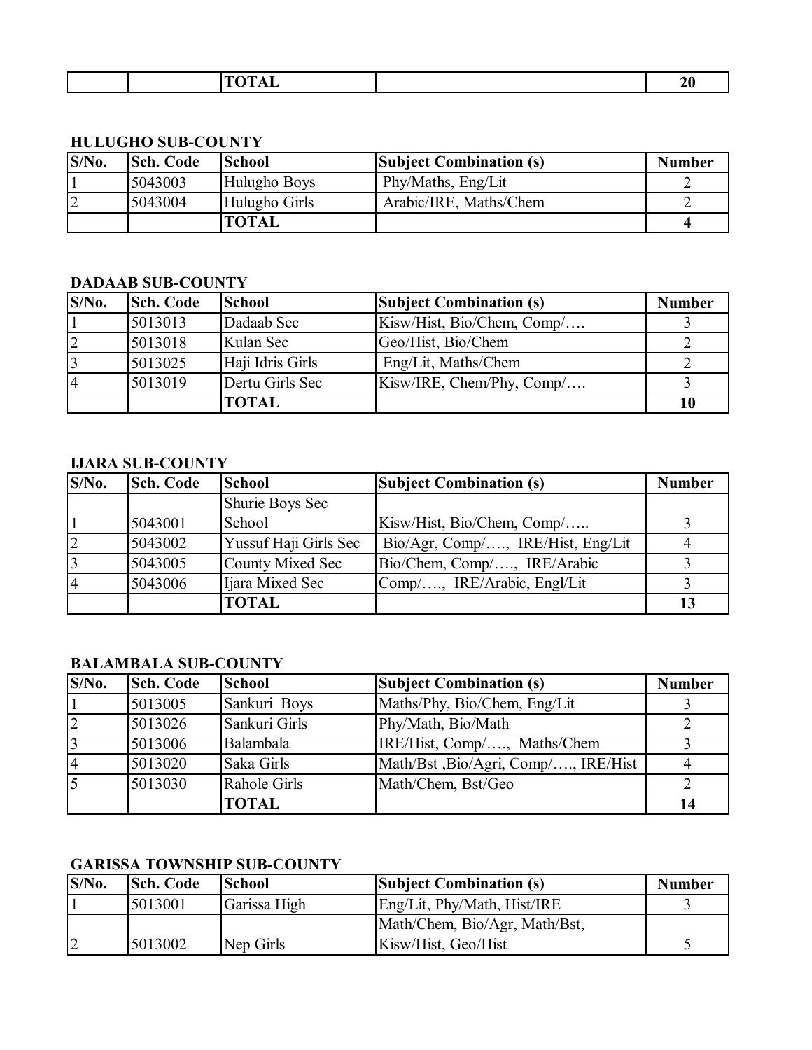| | | TOTAL | | 20 |
|---|---|---|---|---|

**HULUGHO SUB-COUNTY**

| S/No. | Sch. Code | School | Subject Combination (s) | Number |
|---|---|---|---|---|
| 1 | 5043003 | Hulugho Boys | Phy/Maths, Eng/Lit | 2 |
| 2 | 5043004 | Hulugho Girls | Arabic/IRE, Maths/Chem | 2 |
| | | TOTAL | | 4 |

**DADAAB SUB-COUNTY**

| S/No. | Sch. Code | School | Subject Combination (s) | Number |
|---|---|---|---|---|
| 1 | 5013013 | Dadaab Sec | Kisw/Hist, Bio/Chem, Comp/…. | 3 |
| 2 | 5013018 | Kulan Sec | Geo/Hist, Bio/Chem | 2 |
| 3 | 5013025 | Haji Idris Girls | Eng/Lit, Maths/Chem | 2 |
| 4 | 5013019 | Dertu Girls Sec | Kisw/IRE, Chem/Phy, Comp/…. | 3 |
| | | TOTAL | | 10 |

**IJARA SUB-COUNTY**

| S/No. | Sch. Code | School | Subject Combination (s) | Number |
|---|---|---|---|---|
| 1 | 5043001 | Shurie Boys Sec School | Kisw/Hist, Bio/Chem, Comp/….. | 3 |
| 2 | 5043002 | Yussuf Haji Girls Sec | Bio/Agr, Comp/…., IRE/Hist, Eng/Lit | 4 |
| 3 | 5043005 | County Mixed Sec | Bio/Chem, Comp/…., IRE/Arabic | 3 |
| 4 | 5043006 | Ijara Mixed Sec | Comp/…., IRE/Arabic, Engl/Lit | 3 |
| | | TOTAL | | 13 |

**BALAMBALA SUB-COUNTY**

| S/No. | Sch. Code | School | Subject Combination (s) | Number |
|---|---|---|---|---|
| 1 | 5013005 | Sankuri Boys | Maths/Phy, Bio/Chem, Eng/Lit | 3 |
| 2 | 5013026 | Sankuri Girls | Phy/Math, Bio/Math | 2 |
| 3 | 5013006 | Balambala | IRE/Hist, Comp/…., Maths/Chem | 3 |
| 4 | 5013020 | Saka Girls | Math/Bst ,Bio/Agri, Comp/…., IRE/Hist | 4 |
| 5 | 5013030 | Rahole Girls | Math/Chem, Bst/Geo | 2 |
| | | TOTAL | | 14 |

**GARISSA TOWNSHIP SUB-COUNTY**

| S/No. | Sch. Code | School | Subject Combination (s) | Number |
|---|---|---|---|---|
| 1 | 5013001 | Garissa High | Eng/Lit, Phy/Math, Hist/IRE | 3 |
| 2 | 5013002 | Nep Girls | Math/Chem, Bio/Agr, Math/Bst, Kisw/Hist, Geo/Hist | 5 |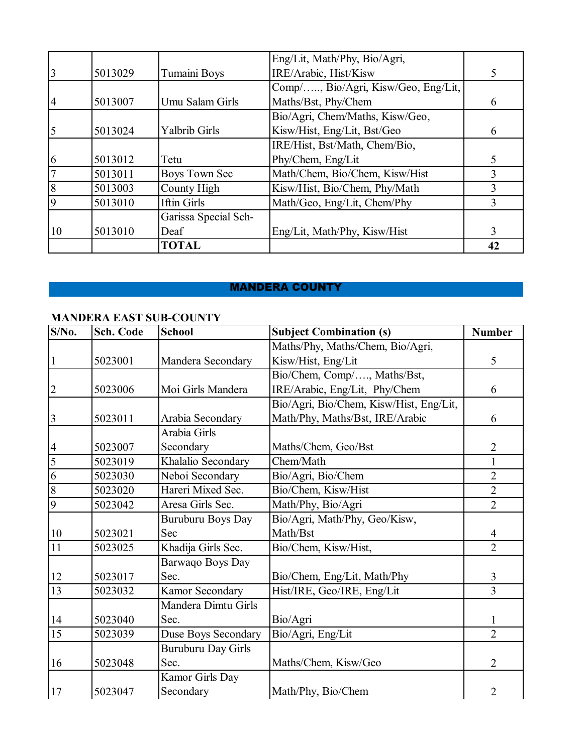| | | | | |
|---|---|---|---|---|
| 3 | 5013029 | Tumaini Boys | Eng/Lit, Math/Phy, Bio/Agri, IRE/Arabic, Hist/Kisw | 5 |
| 4 | 5013007 | Umu Salam Girls | Comp/….., Bio/Agri, Kisw/Geo, Eng/Lit, Maths/Bst, Phy/Chem | 6 |
| 5 | 5013024 | Yalbrib Girls | Bio/Agri, Chem/Maths, Kisw/Geo, Kisw/Hist, Eng/Lit, Bst/Geo | 6 |
| 6 | 5013012 | Tetu | IRE/Hist, Bst/Math, Chem/Bio, Phy/Chem, Eng/Lit | 5 |
| 7 | 5013011 | Boys Town Sec | Math/Chem, Bio/Chem, Kisw/Hist | 3 |
| 8 | 5013003 | County High | Kisw/Hist, Bio/Chem, Phy/Math | 3 |
| 9 | 5013010 | Iftin Girls | Math/Geo, Eng/Lit, Chem/Phy | 3 |
| 10 | 5013010 | Garissa Special Sch-Deaf | Eng/Lit, Math/Phy, Kisw/Hist | 3 |
| | | **TOTAL** | | **42** |

## MANDERA COUNTY

### MANDERA EAST SUB-COUNTY

| S/No. | Sch. Code | School | Subject Combination (s) | Number |
|---|---|---|---|---|
| 1 | 5023001 | Mandera Secondary | Maths/Phy, Maths/Chem, Bio/Agri, Kisw/Hist, Eng/Lit | 5 |
| 2 | 5023006 | Moi Girls Mandera | Bio/Chem, Comp/…., Maths/Bst, IRE/Arabic, Eng/Lit, Phy/Chem | 6 |
| 3 | 5023011 | Arabia Secondary | Bio/Agri, Bio/Chem, Kisw/Hist, Eng/Lit, Math/Phy, Maths/Bst, IRE/Arabic | 6 |
| 4 | 5023007 | Arabia Girls Secondary | Maths/Chem, Geo/Bst | 2 |
| 5 | 5023019 | Khalalio Secondary | Chem/Math | 1 |
| 6 | 5023030 | Neboi Secondary | Bio/Agri, Bio/Chem | 2 |
| 8 | 5023020 | Hareri Mixed Sec. | Bio/Chem, Kisw/Hist | 2 |
| 9 | 5023042 | Aresa Girls Sec. | Math/Phy, Bio/Agri | 2 |
| 10 | 5023021 | Buruburu Boys Day Sec | Bio/Agri, Math/Phy, Geo/Kisw, Math/Bst | 4 |
| 11 | 5023025 | Khadija Girls Sec. | Bio/Chem, Kisw/Hist, | 2 |
| 12 | 5023017 | Barwaqo Boys Day Sec. | Bio/Chem, Eng/Lit, Math/Phy | 3 |
| 13 | 5023032 | Kamor Secondary | Hist/IRE, Geo/IRE, Eng/Lit | 3 |
| 14 | 5023040 | Mandera Dimtu Girls Sec. | Bio/Agri | 1 |
| 15 | 5023039 | Duse Boys Secondary | Bio/Agri, Eng/Lit | 2 |
| 16 | 5023048 | Buruburu Day Girls Sec. | Maths/Chem, Kisw/Geo | 2 |
| 17 | 5023047 | Kamor Girls Day Secondary | Math/Phy, Bio/Chem | 2 |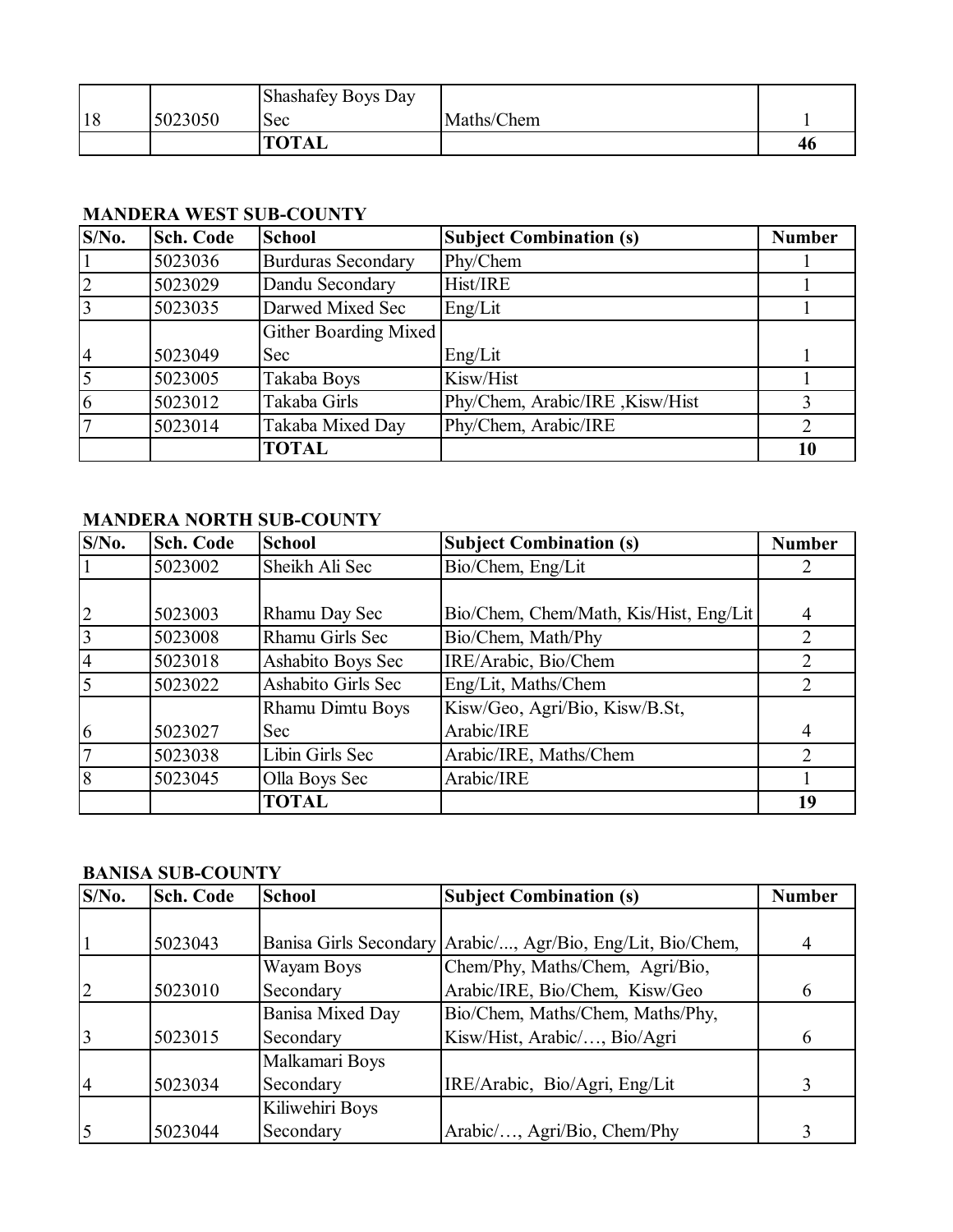| | | | | |
|---|---|---|---|---|
| 18 | 5023050 | Shashafey Boys Day Sec | Maths/Chem | 1 |
| | | **TOTAL** | | **46** |

**MANDERA WEST SUB-COUNTY**

| S/No. | Sch. Code | School | Subject Combination (s) | Number |
|---|---|---|---|---|
| 1 | 5023036 | Burduras Secondary | Phy/Chem | 1 |
| 2 | 5023029 | Dandu Secondary | Hist/IRE | 1 |
| 3 | 5023035 | Darwed Mixed Sec | Eng/Lit | 1 |
| 4 | 5023049 | Gither Boarding Mixed Sec | Eng/Lit | 1 |
| 5 | 5023005 | Takaba Boys | Kisw/Hist | 1 |
| 6 | 5023012 | Takaba Girls | Phy/Chem, Arabic/IRE ,Kisw/Hist | 3 |
| 7 | 5023014 | Takaba Mixed Day | Phy/Chem, Arabic/IRE | 2 |
| | | **TOTAL** | | **10** |

**MANDERA NORTH SUB-COUNTY**

| S/No. | Sch. Code | School | Subject Combination (s) | Number |
|---|---|---|---|---|
| 1 | 5023002 | Sheikh Ali Sec | Bio/Chem, Eng/Lit | 2 |
| 2 | 5023003 | Rhamu Day Sec | Bio/Chem, Chem/Math, Kis/Hist, Eng/Lit | 4 |
| 3 | 5023008 | Rhamu Girls Sec | Bio/Chem, Math/Phy | 2 |
| 4 | 5023018 | Ashabito Boys Sec | IRE/Arabic, Bio/Chem | 2 |
| 5 | 5023022 | Ashabito Girls Sec | Eng/Lit, Maths/Chem | 2 |
| 6 | 5023027 | Rhamu Dimtu Boys Sec | Kisw/Geo, Agri/Bio, Kisw/B.St, Arabic/IRE | 4 |
| 7 | 5023038 | Libin Girls Sec | Arabic/IRE, Maths/Chem | 2 |
| 8 | 5023045 | Olla Boys Sec | Arabic/IRE | 1 |
| | | **TOTAL** | | **19** |

**BANISA SUB-COUNTY**

| S/No. | Sch. Code | School | Subject Combination (s) | Number |
|---|---|---|---|---|
| 1 | 5023043 | Banisa Girls Secondary | Arabic/..., Agr/Bio, Eng/Lit, Bio/Chem, | 4 |
| 2 | 5023010 | Wayam Boys Secondary | Chem/Phy, Maths/Chem, Agri/Bio, Arabic/IRE, Bio/Chem, Kisw/Geo | 6 |
| 3 | 5023015 | Banisa Mixed Day Secondary | Bio/Chem, Maths/Chem, Maths/Phy, Kisw/Hist, Arabic/…, Bio/Agri | 6 |
| 4 | 5023034 | Malkamari Boys Secondary | IRE/Arabic, Bio/Agri, Eng/Lit | 3 |
| 5 | 5023044 | Kiliwehiri Boys Secondary | Arabic/…, Agri/Bio, Chem/Phy | 3 |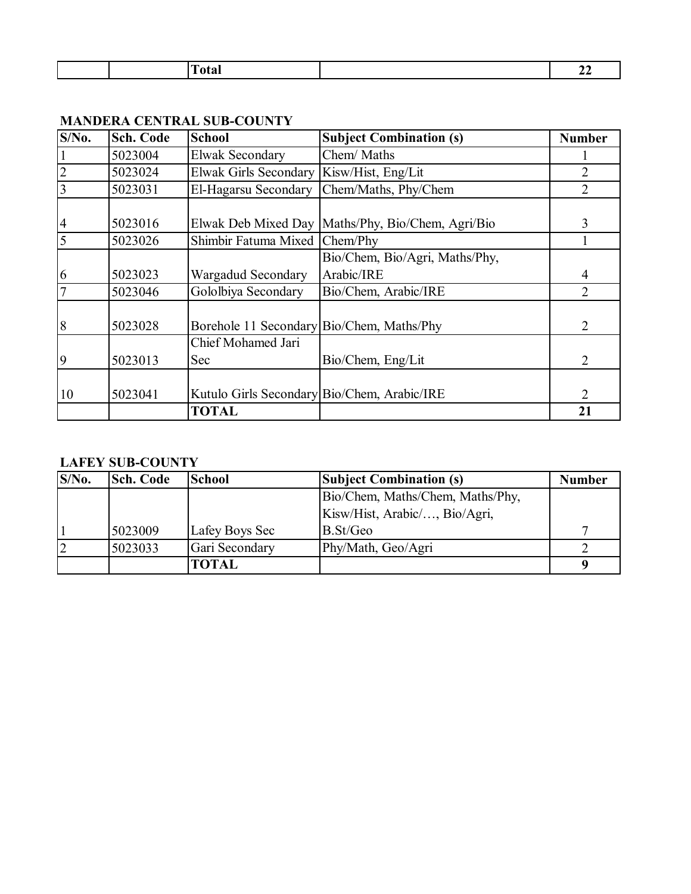| | | | | |
|---|---|---|---|---|
| | | **Total** | | **22** |

**MANDERA CENTRAL SUB-COUNTY**

| S/No. | Sch. Code | School | Subject Combination (s) | Number |
|---|---|---|---|---|
| 1 | 5023004 | Elwak Secondary | Chem/ Maths | 1 |
| 2 | 5023024 | Elwak Girls Secondary | Kisw/Hist, Eng/Lit | 2 |
| 3 | 5023031 | El-Hagarsu Secondary | Chem/Maths, Phy/Chem | 2 |
| 4 | 5023016 | Elwak Deb Mixed Day | Maths/Phy, Bio/Chem, Agri/Bio | 3 |
| 5 | 5023026 | Shimbir Fatuma Mixed | Chem/Phy | 1 |
| 6 | 5023023 | Wargadud Secondary | Bio/Chem, Bio/Agri, Maths/Phy, Arabic/IRE | 4 |
| 7 | 5023046 | Gololbiya Secondary | Bio/Chem, Arabic/IRE | 2 |
| 8 | 5023028 | Borehole 11 Secondary | Bio/Chem, Maths/Phy | 2 |
| 9 | 5023013 | Chief Mohamed Jari Sec | Bio/Chem, Eng/Lit | 2 |
| 10 | 5023041 | Kutulo Girls Secondary | Bio/Chem, Arabic/IRE | 2 |
| | | **TOTAL** | | **21** |

**LAFEY SUB-COUNTY**

| S/No. | Sch. Code | School | Subject Combination (s) | Number |
|---|---|---|---|---|
| 1 | 5023009 | Lafey Boys Sec | Bio/Chem, Maths/Chem, Maths/Phy, Kisw/Hist, Arabic/…, Bio/Agri, B.St/Geo | 7 |
| 2 | 5023033 | Gari Secondary | Phy/Math, Geo/Agri | 2 |
| | | **TOTAL** | | **9** |